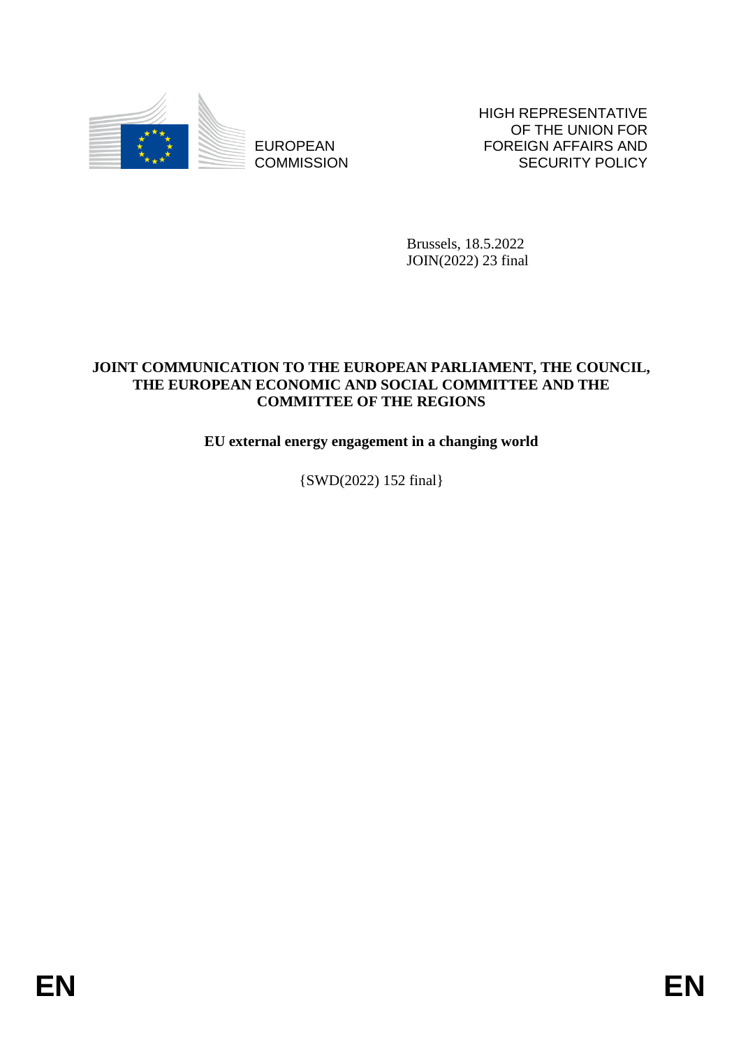EUROPEAN COMMISSION

HIGH REPRESENTATIVE OF THE UNION FOR FOREIGN AFFAIRS AND SECURITY POLICY

Brussels, 18.5.2022
JOIN(2022) 23 final

**JOINT COMMUNICATION TO THE EUROPEAN PARLIAMENT, THE COUNCIL, THE EUROPEAN ECONOMIC AND SOCIAL COMMITTEE AND THE COMMITTEE OF THE REGIONS**

**EU external energy engagement in a changing world**

{SWD(2022) 152 final}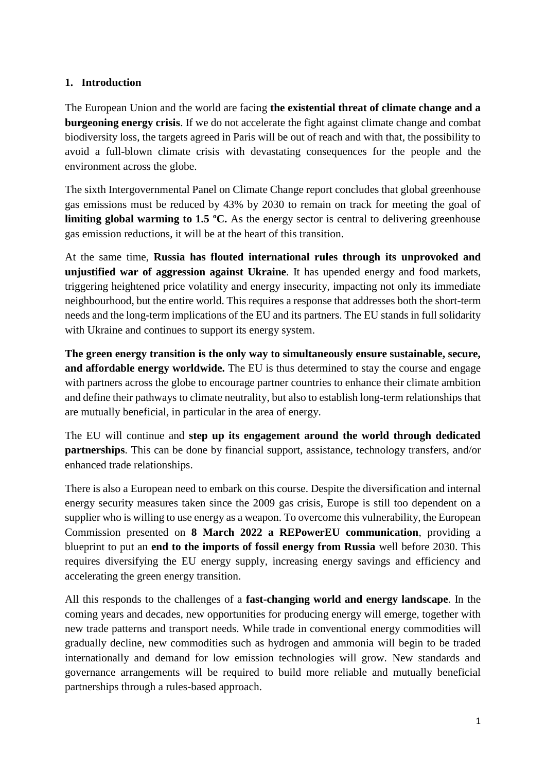## 1. Introduction

The European Union and the world are facing **the existential threat of climate change and a burgeoning energy crisis**. If we do not accelerate the fight against climate change and combat biodiversity loss, the targets agreed in Paris will be out of reach and with that, the possibility to avoid a full-blown climate crisis with devastating consequences for the people and the environment across the globe.

The sixth Intergovernmental Panel on Climate Change report concludes that global greenhouse gas emissions must be reduced by 43% by 2030 to remain on track for meeting the goal of **limiting global warming to 1.5 ºC.** As the energy sector is central to delivering greenhouse gas emission reductions, it will be at the heart of this transition.

At the same time, **Russia has flouted international rules through its unprovoked and unjustified war of aggression against Ukraine**. It has upended energy and food markets, triggering heightened price volatility and energy insecurity, impacting not only its immediate neighbourhood, but the entire world. This requires a response that addresses both the short-term needs and the long-term implications of the EU and its partners. The EU stands in full solidarity with Ukraine and continues to support its energy system.

**The green energy transition is the only way to simultaneously ensure sustainable, secure, and affordable energy worldwide.** The EU is thus determined to stay the course and engage with partners across the globe to encourage partner countries to enhance their climate ambition and define their pathways to climate neutrality, but also to establish long-term relationships that are mutually beneficial, in particular in the area of energy.

The EU will continue and **step up its engagement around the world through dedicated partnerships**. This can be done by financial support, assistance, technology transfers, and/or enhanced trade relationships.

There is also a European need to embark on this course. Despite the diversification and internal energy security measures taken since the 2009 gas crisis, Europe is still too dependent on a supplier who is willing to use energy as a weapon. To overcome this vulnerability, the European Commission presented on **8 March 2022 a REPowerEU communication**, providing a blueprint to put an **end to the imports of fossil energy from Russia** well before 2030. This requires diversifying the EU energy supply, increasing energy savings and efficiency and accelerating the green energy transition.

All this responds to the challenges of a **fast-changing world and energy landscape**. In the coming years and decades, new opportunities for producing energy will emerge, together with new trade patterns and transport needs. While trade in conventional energy commodities will gradually decline, new commodities such as hydrogen and ammonia will begin to be traded internationally and demand for low emission technologies will grow. New standards and governance arrangements will be required to build more reliable and mutually beneficial partnerships through a rules-based approach.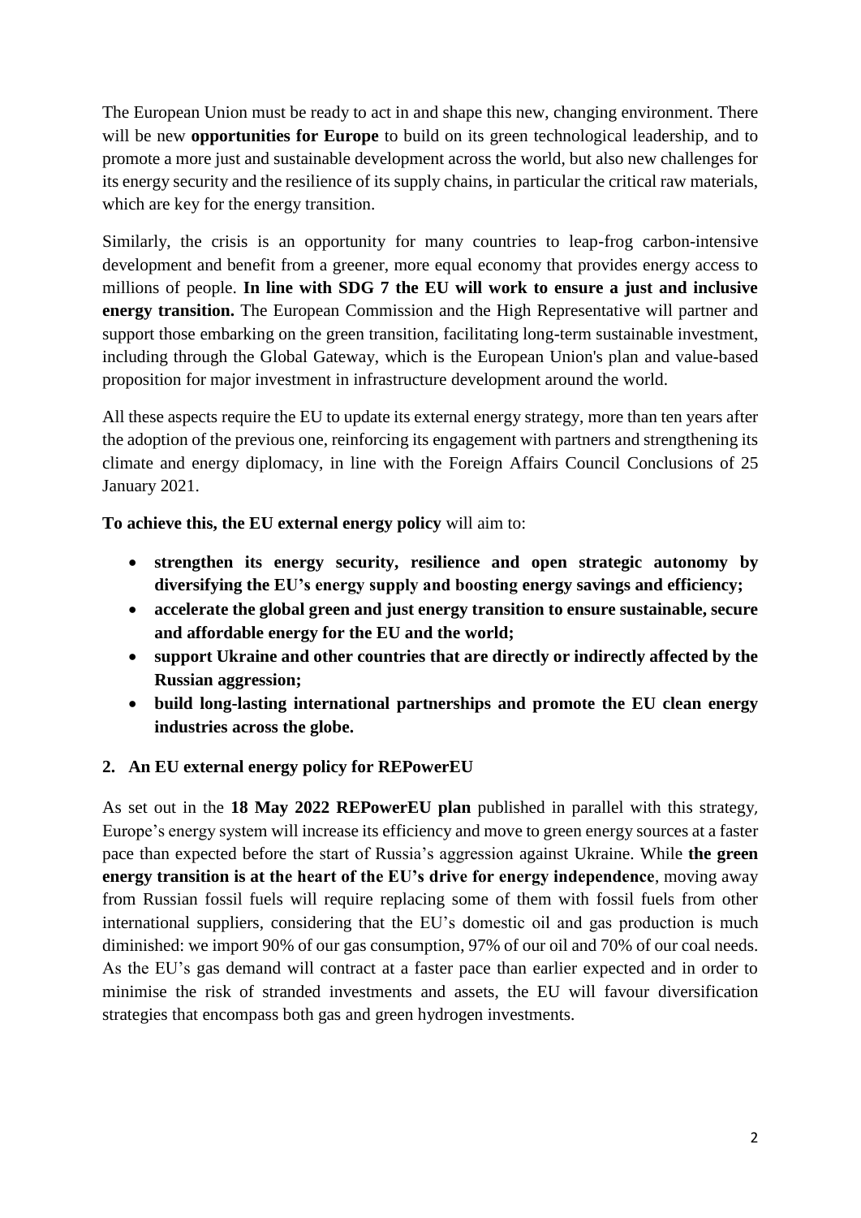The European Union must be ready to act in and shape this new, changing environment. There will be new **opportunities for Europe** to build on its green technological leadership, and to promote a more just and sustainable development across the world, but also new challenges for its energy security and the resilience of its supply chains, in particular the critical raw materials, which are key for the energy transition.

Similarly, the crisis is an opportunity for many countries to leap-frog carbon-intensive development and benefit from a greener, more equal economy that provides energy access to millions of people. **In line with SDG 7 the EU will work to ensure a just and inclusive energy transition.** The European Commission and the High Representative will partner and support those embarking on the green transition, facilitating long-term sustainable investment, including through the Global Gateway, which is the European Union's plan and value-based proposition for major investment in infrastructure development around the world.

All these aspects require the EU to update its external energy strategy, more than ten years after the adoption of the previous one, reinforcing its engagement with partners and strengthening its climate and energy diplomacy, in line with the Foreign Affairs Council Conclusions of 25 January 2021.

**To achieve this, the EU external energy policy** will aim to:

- **strengthen its energy security, resilience and open strategic autonomy by diversifying the EU's energy supply and boosting energy savings and efficiency;**
- **accelerate the global green and just energy transition to ensure sustainable, secure and affordable energy for the EU and the world;**
- **support Ukraine and other countries that are directly or indirectly affected by the Russian aggression;**
- **build long-lasting international partnerships and promote the EU clean energy industries across the globe.**

## 2. An EU external energy policy for REPowerEU

As set out in the **18 May 2022 REPowerEU plan** published in parallel with this strategy, Europe's energy system will increase its efficiency and move to green energy sources at a faster pace than expected before the start of Russia's aggression against Ukraine. While **the green energy transition is at the heart of the EU's drive for energy independence**, moving away from Russian fossil fuels will require replacing some of them with fossil fuels from other international suppliers, considering that the EU's domestic oil and gas production is much diminished: we import 90% of our gas consumption, 97% of our oil and 70% of our coal needs. As the EU's gas demand will contract at a faster pace than earlier expected and in order to minimise the risk of stranded investments and assets, the EU will favour diversification strategies that encompass both gas and green hydrogen investments.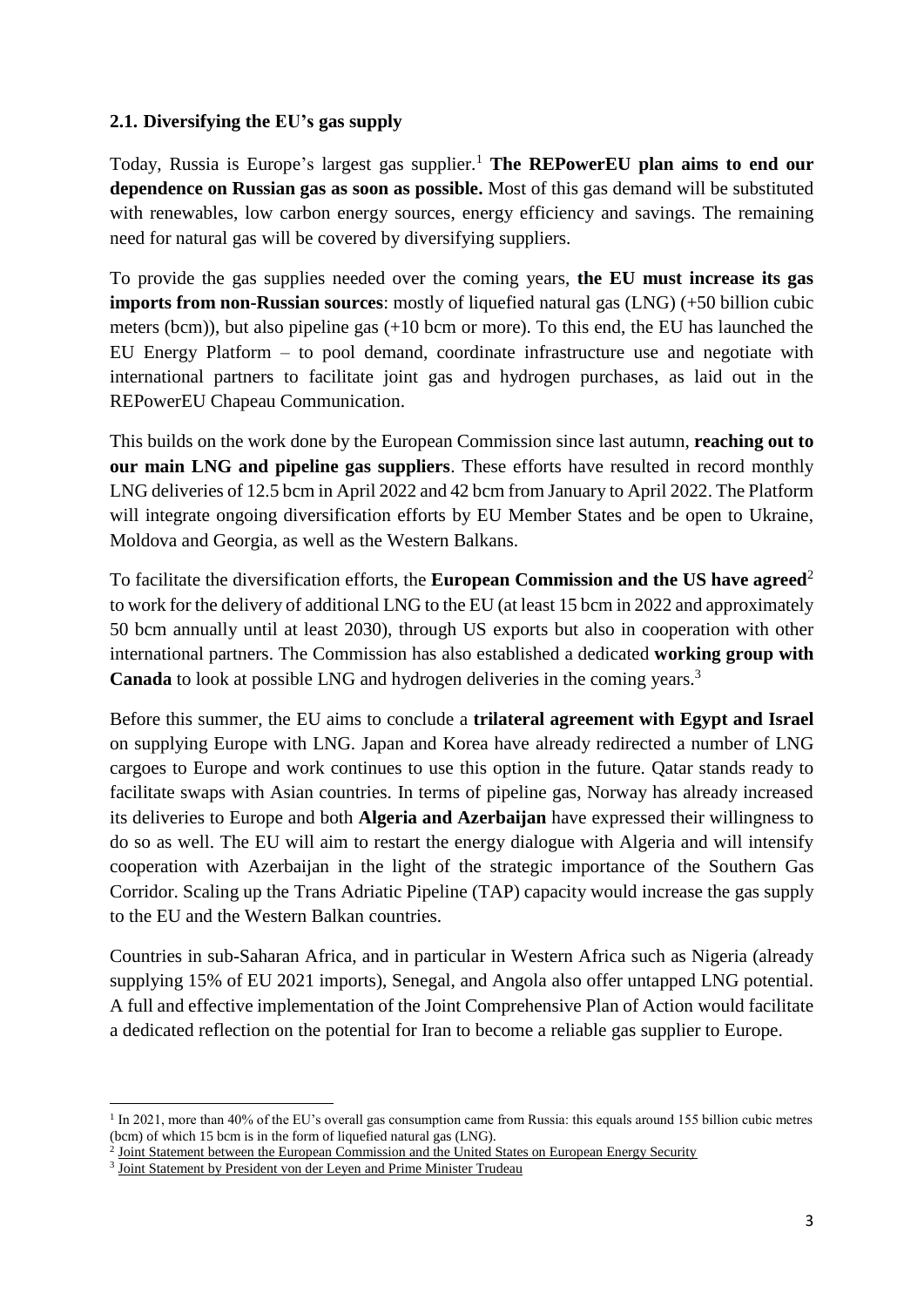### 2.1. Diversifying the EU's gas supply

Today, Russia is Europe's largest gas supplier.[1] **The REPowerEU plan aims to end our dependence on Russian gas as soon as possible.** Most of this gas demand will be substituted with renewables, low carbon energy sources, energy efficiency and savings. The remaining need for natural gas will be covered by diversifying suppliers.

To provide the gas supplies needed over the coming years, **the EU must increase its gas imports from non-Russian sources**: mostly of liquefied natural gas (LNG) (+50 billion cubic meters (bcm)), but also pipeline gas (+10 bcm or more). To this end, the EU has launched the EU Energy Platform – to pool demand, coordinate infrastructure use and negotiate with international partners to facilitate joint gas and hydrogen purchases, as laid out in the REPowerEU Chapeau Communication.

This builds on the work done by the European Commission since last autumn, **reaching out to our main LNG and pipeline gas suppliers**. These efforts have resulted in record monthly LNG deliveries of 12.5 bcm in April 2022 and 42 bcm from January to April 2022. The Platform will integrate ongoing diversification efforts by EU Member States and be open to Ukraine, Moldova and Georgia, as well as the Western Balkans.

To facilitate the diversification efforts, the **European Commission and the US have agreed**[2] to work for the delivery of additional LNG to the EU (at least 15 bcm in 2022 and approximately 50 bcm annually until at least 2030), through US exports but also in cooperation with other international partners. The Commission has also established a dedicated **working group with Canada** to look at possible LNG and hydrogen deliveries in the coming years.[3]

Before this summer, the EU aims to conclude a **trilateral agreement with Egypt and Israel** on supplying Europe with LNG. Japan and Korea have already redirected a number of LNG cargoes to Europe and work continues to use this option in the future. Qatar stands ready to facilitate swaps with Asian countries. In terms of pipeline gas, Norway has already increased its deliveries to Europe and both **Algeria and Azerbaijan** have expressed their willingness to do so as well. The EU will aim to restart the energy dialogue with Algeria and will intensify cooperation with Azerbaijan in the light of the strategic importance of the Southern Gas Corridor. Scaling up the Trans Adriatic Pipeline (TAP) capacity would increase the gas supply to the EU and the Western Balkan countries.

Countries in sub-Saharan Africa, and in particular in Western Africa such as Nigeria (already supplying 15% of EU 2021 imports), Senegal, and Angola also offer untapped LNG potential. A full and effective implementation of the Joint Comprehensive Plan of Action would facilitate a dedicated reflection on the potential for Iran to become a reliable gas supplier to Europe.

---

[1] In 2021, more than 40% of the EU's overall gas consumption came from Russia: this equals around 155 billion cubic metres (bcm) of which 15 bcm is in the form of liquefied natural gas (LNG).

[2] Joint Statement between the European Commission and the United States on European Energy Security

[3] Joint Statement by President von der Leyen and Prime Minister Trudeau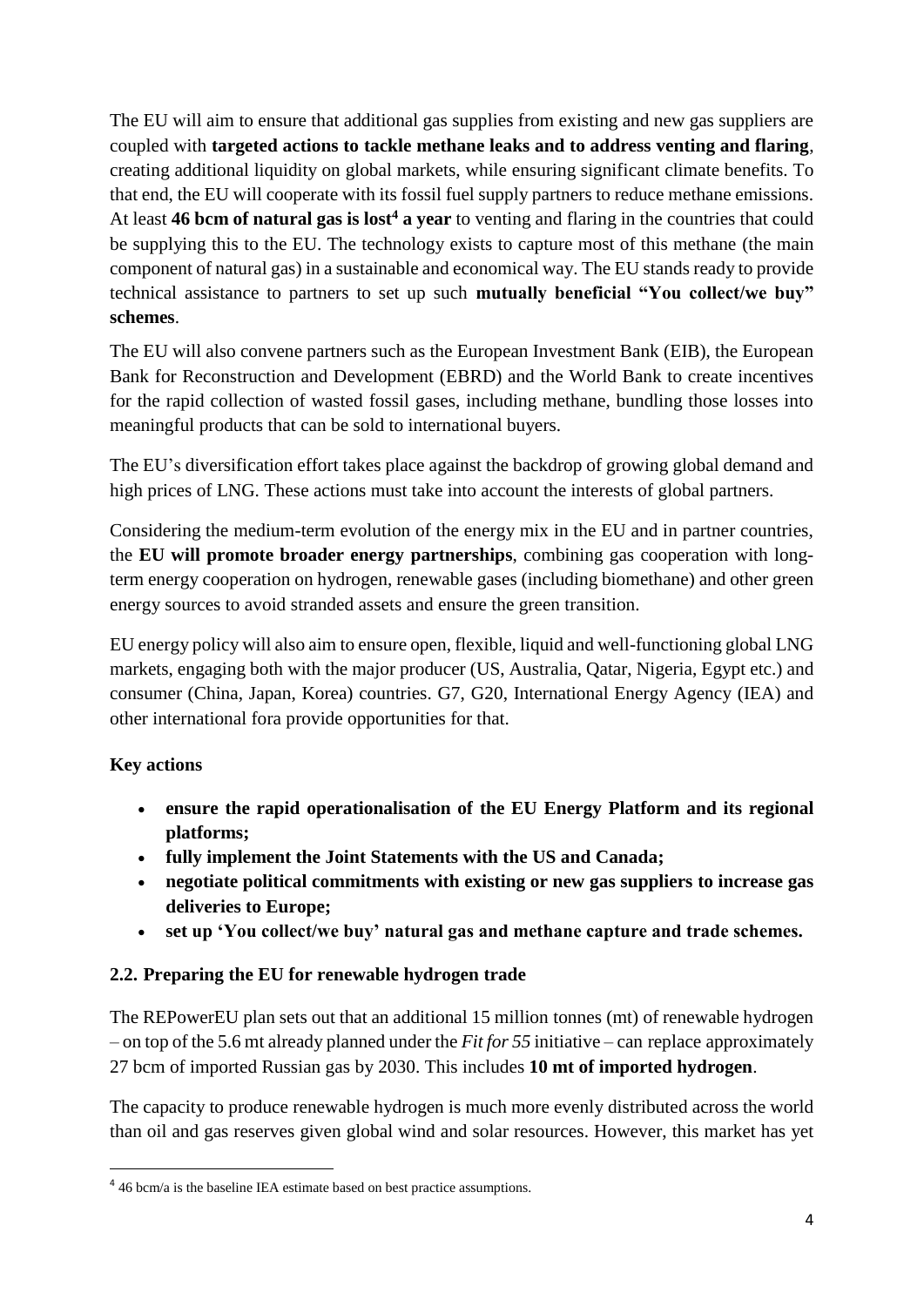The EU will aim to ensure that additional gas supplies from existing and new gas suppliers are coupled with **targeted actions to tackle methane leaks and to address venting and flaring**, creating additional liquidity on global markets, while ensuring significant climate benefits. To that end, the EU will cooperate with its fossil fuel supply partners to reduce methane emissions. At least **46 bcm of natural gas is lost[4] a year** to venting and flaring in the countries that could be supplying this to the EU. The technology exists to capture most of this methane (the main component of natural gas) in a sustainable and economical way. The EU stands ready to provide technical assistance to partners to set up such **mutually beneficial "You collect/we buy" schemes**.

The EU will also convene partners such as the European Investment Bank (EIB), the European Bank for Reconstruction and Development (EBRD) and the World Bank to create incentives for the rapid collection of wasted fossil gases, including methane, bundling those losses into meaningful products that can be sold to international buyers.

The EU's diversification effort takes place against the backdrop of growing global demand and high prices of LNG. These actions must take into account the interests of global partners.

Considering the medium-term evolution of the energy mix in the EU and in partner countries, the **EU will promote broader energy partnerships**, combining gas cooperation with long-term energy cooperation on hydrogen, renewable gases (including biomethane) and other green energy sources to avoid stranded assets and ensure the green transition.

EU energy policy will also aim to ensure open, flexible, liquid and well-functioning global LNG markets, engaging both with the major producer (US, Australia, Qatar, Nigeria, Egypt etc.) and consumer (China, Japan, Korea) countries. G7, G20, International Energy Agency (IEA) and other international fora provide opportunities for that.

**Key actions**

- **ensure the rapid operationalisation of the EU Energy Platform and its regional platforms;**
- **fully implement the Joint Statements with the US and Canada;**
- **negotiate political commitments with existing or new gas suppliers to increase gas deliveries to Europe;**
- **set up 'You collect/we buy' natural gas and methane capture and trade schemes.**

### 2.2. Preparing the EU for renewable hydrogen trade

The REPowerEU plan sets out that an additional 15 million tonnes (mt) of renewable hydrogen – on top of the 5.6 mt already planned under the *Fit for 55* initiative – can replace approximately 27 bcm of imported Russian gas by 2030. This includes **10 mt of imported hydrogen**.

The capacity to produce renewable hydrogen is much more evenly distributed across the world than oil and gas reserves given global wind and solar resources. However, this market has yet

---

[4] 46 bcm/a is the baseline IEA estimate based on best practice assumptions.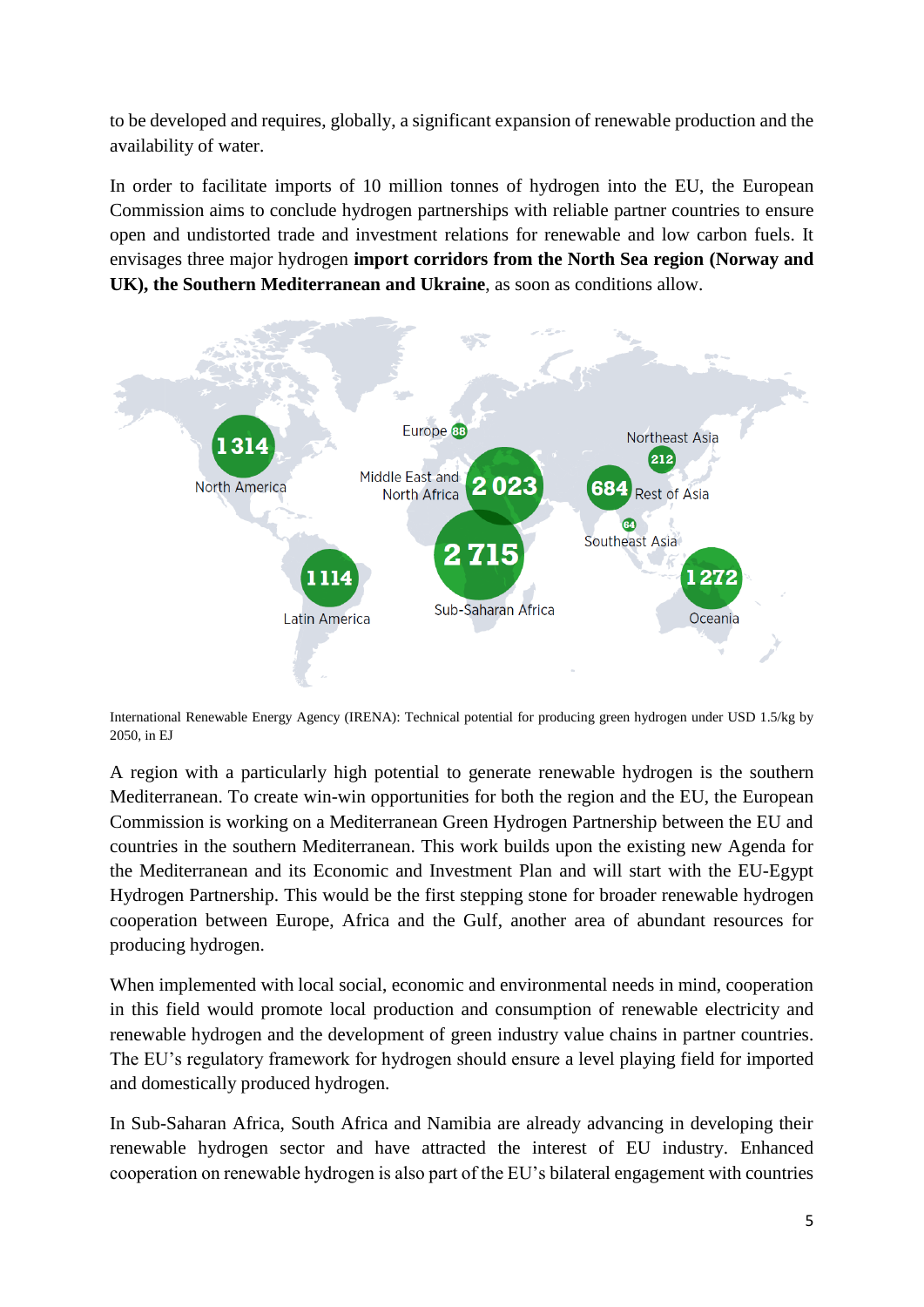to be developed and requires, globally, a significant expansion of renewable production and the availability of water.

In order to facilitate imports of 10 million tonnes of hydrogen into the EU, the European Commission aims to conclude hydrogen partnerships with reliable partner countries to ensure open and undistorted trade and investment relations for renewable and low carbon fuels. It envisages three major hydrogen **import corridors from the North Sea region (Norway and UK), the Southern Mediterranean and Ukraine**, as soon as conditions allow.

International Renewable Energy Agency (IRENA): Technical potential for producing green hydrogen under USD 1.5/kg by 2050, in EJ

A region with a particularly high potential to generate renewable hydrogen is the southern Mediterranean. To create win-win opportunities for both the region and the EU, the European Commission is working on a Mediterranean Green Hydrogen Partnership between the EU and countries in the southern Mediterranean. This work builds upon the existing new Agenda for the Mediterranean and its Economic and Investment Plan and will start with the EU-Egypt Hydrogen Partnership. This would be the first stepping stone for broader renewable hydrogen cooperation between Europe, Africa and the Gulf, another area of abundant resources for producing hydrogen.

When implemented with local social, economic and environmental needs in mind, cooperation in this field would promote local production and consumption of renewable electricity and renewable hydrogen and the development of green industry value chains in partner countries. The EU's regulatory framework for hydrogen should ensure a level playing field for imported and domestically produced hydrogen.

In Sub-Saharan Africa, South Africa and Namibia are already advancing in developing their renewable hydrogen sector and have attracted the interest of EU industry. Enhanced cooperation on renewable hydrogen is also part of the EU's bilateral engagement with countries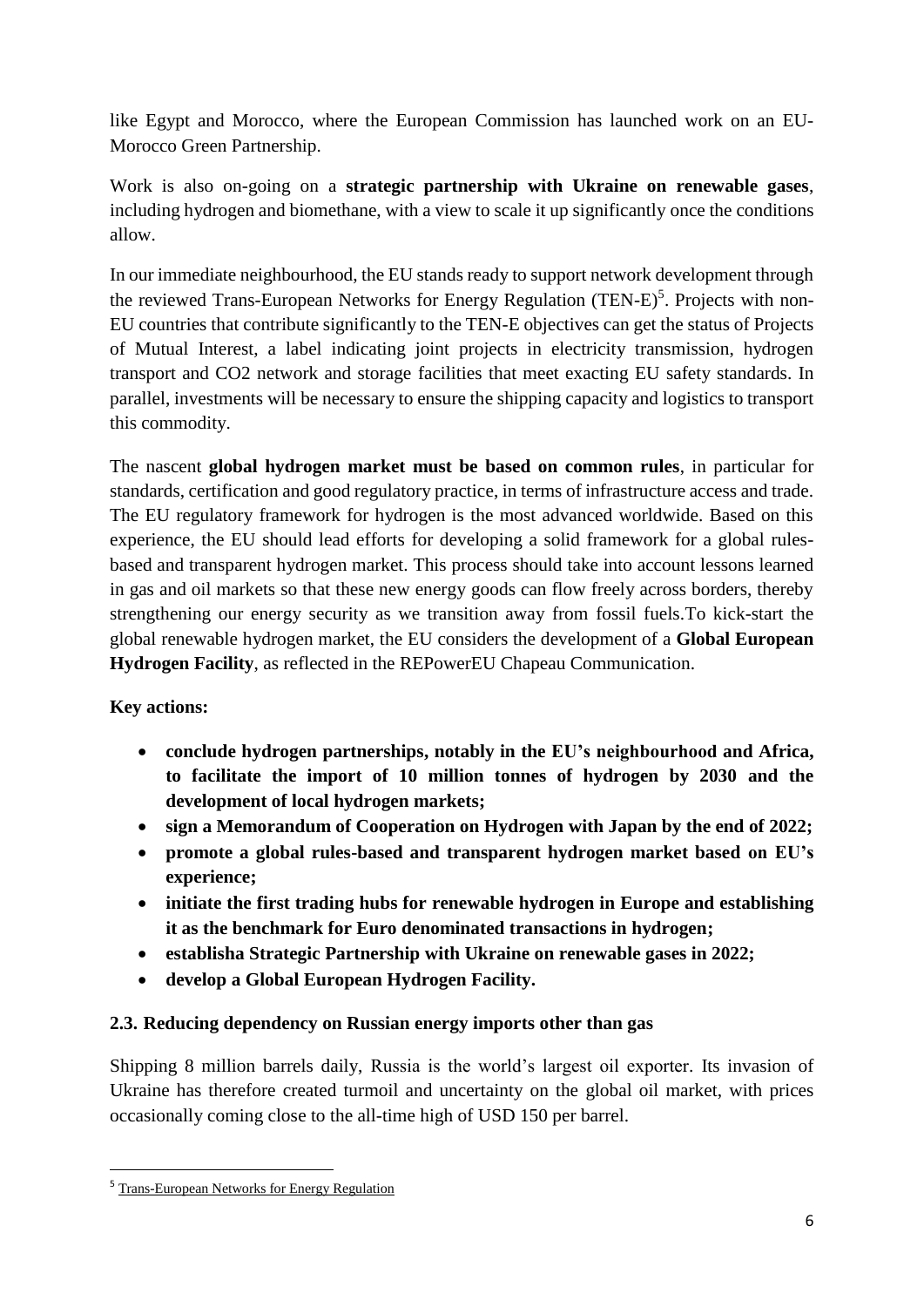like Egypt and Morocco, where the European Commission has launched work on an EU-Morocco Green Partnership.

Work is also on-going on a **strategic partnership with Ukraine on renewable gases**, including hydrogen and biomethane, with a view to scale it up significantly once the conditions allow.

In our immediate neighbourhood, the EU stands ready to support network development through the reviewed Trans-European Networks for Energy Regulation (TEN-E)[5]. Projects with non-EU countries that contribute significantly to the TEN-E objectives can get the status of Projects of Mutual Interest, a label indicating joint projects in electricity transmission, hydrogen transport and CO2 network and storage facilities that meet exacting EU safety standards. In parallel, investments will be necessary to ensure the shipping capacity and logistics to transport this commodity.

The nascent **global hydrogen market must be based on common rules**, in particular for standards, certification and good regulatory practice, in terms of infrastructure access and trade. The EU regulatory framework for hydrogen is the most advanced worldwide. Based on this experience, the EU should lead efforts for developing a solid framework for a global rules-based and transparent hydrogen market. This process should take into account lessons learned in gas and oil markets so that these new energy goods can flow freely across borders, thereby strengthening our energy security as we transition away from fossil fuels.To kick-start the global renewable hydrogen market, the EU considers the development of a **Global European Hydrogen Facility**, as reflected in the REPowerEU Chapeau Communication.

**Key actions:**

- **conclude hydrogen partnerships, notably in the EU's neighbourhood and Africa, to facilitate the import of 10 million tonnes of hydrogen by 2030 and the development of local hydrogen markets;**
- **sign a Memorandum of Cooperation on Hydrogen with Japan by the end of 2022;**
- **promote a global rules-based and transparent hydrogen market based on EU's experience;**
- **initiate the first trading hubs for renewable hydrogen in Europe and establishing it as the benchmark for Euro denominated transactions in hydrogen;**
- **establisha Strategic Partnership with Ukraine on renewable gases in 2022;**
- **develop a Global European Hydrogen Facility.**

### 2.3. Reducing dependency on Russian energy imports other than gas

Shipping 8 million barrels daily, Russia is the world's largest oil exporter. Its invasion of Ukraine has therefore created turmoil and uncertainty on the global oil market, with prices occasionally coming close to the all-time high of USD 150 per barrel.

[5] Trans-European Networks for Energy Regulation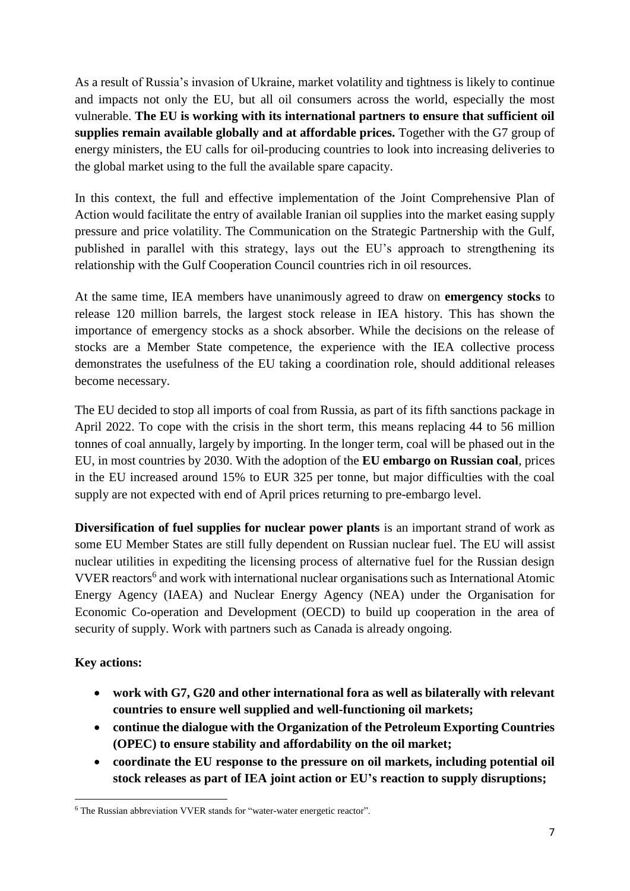As a result of Russia's invasion of Ukraine, market volatility and tightness is likely to continue and impacts not only the EU, but all oil consumers across the world, especially the most vulnerable. **The EU is working with its international partners to ensure that sufficient oil supplies remain available globally and at affordable prices.** Together with the G7 group of energy ministers, the EU calls for oil-producing countries to look into increasing deliveries to the global market using to the full the available spare capacity.

In this context, the full and effective implementation of the Joint Comprehensive Plan of Action would facilitate the entry of available Iranian oil supplies into the market easing supply pressure and price volatility. The Communication on the Strategic Partnership with the Gulf, published in parallel with this strategy, lays out the EU's approach to strengthening its relationship with the Gulf Cooperation Council countries rich in oil resources.

At the same time, IEA members have unanimously agreed to draw on **emergency stocks** to release 120 million barrels, the largest stock release in IEA history. This has shown the importance of emergency stocks as a shock absorber. While the decisions on the release of stocks are a Member State competence, the experience with the IEA collective process demonstrates the usefulness of the EU taking a coordination role, should additional releases become necessary.

The EU decided to stop all imports of coal from Russia, as part of its fifth sanctions package in April 2022. To cope with the crisis in the short term, this means replacing 44 to 56 million tonnes of coal annually, largely by importing. In the longer term, coal will be phased out in the EU, in most countries by 2030. With the adoption of the **EU embargo on Russian coal**, prices in the EU increased around 15% to EUR 325 per tonne, but major difficulties with the coal supply are not expected with end of April prices returning to pre-embargo level.

**Diversification of fuel supplies for nuclear power plants** is an important strand of work as some EU Member States are still fully dependent on Russian nuclear fuel. The EU will assist nuclear utilities in expediting the licensing process of alternative fuel for the Russian design VVER reactors[6] and work with international nuclear organisations such as International Atomic Energy Agency (IAEA) and Nuclear Energy Agency (NEA) under the Organisation for Economic Co-operation and Development (OECD) to build up cooperation in the area of security of supply. Work with partners such as Canada is already ongoing.

**Key actions:**

- **work with G7, G20 and other international fora as well as bilaterally with relevant countries to ensure well supplied and well-functioning oil markets;**
- **continue the dialogue with the Organization of the Petroleum Exporting Countries (OPEC) to ensure stability and affordability on the oil market;**
- **coordinate the EU response to the pressure on oil markets, including potential oil stock releases as part of IEA joint action or EU's reaction to supply disruptions;**

[6] The Russian abbreviation VVER stands for "water-water energetic reactor".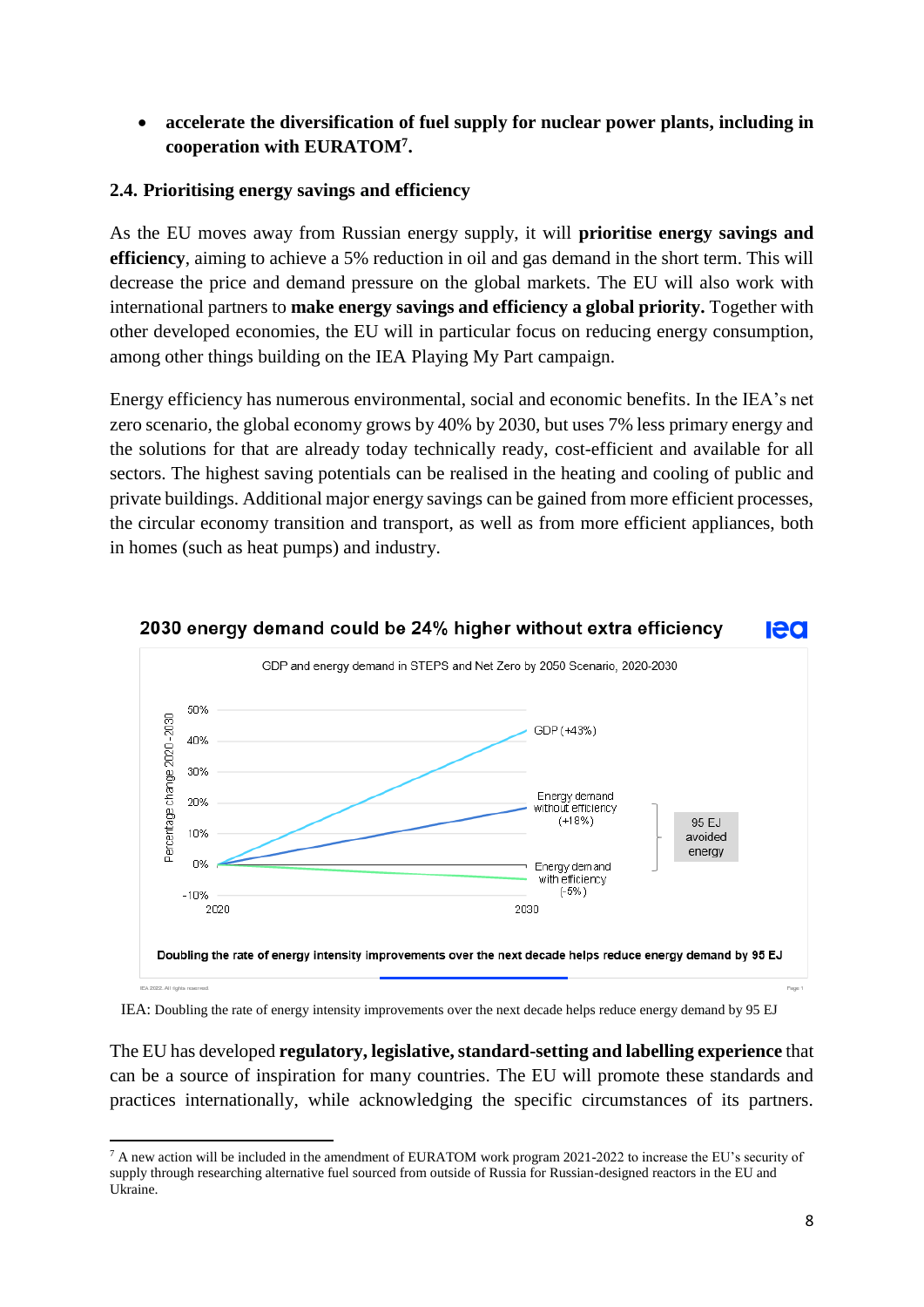- **accelerate the diversification of fuel supply for nuclear power plants, including in cooperation with EURATOM[7].**

### 2.4. Prioritising energy savings and efficiency

As the EU moves away from Russian energy supply, it will **prioritise energy savings and efficiency**, aiming to achieve a 5% reduction in oil and gas demand in the short term. This will decrease the price and demand pressure on the global markets. The EU will also work with international partners to **make energy savings and efficiency a global priority.** Together with other developed economies, the EU will in particular focus on reducing energy consumption, among other things building on the IEA Playing My Part campaign.

Energy efficiency has numerous environmental, social and economic benefits. In the IEA's net zero scenario, the global economy grows by 40% by 2030, but uses 7% less primary energy and the solutions for that are already today technically ready, cost-efficient and available for all sectors. The highest saving potentials can be realised in the heating and cooling of public and private buildings. Additional major energy savings can be gained from more efficient processes, the circular economy transition and transport, as well as from more efficient appliances, both in homes (such as heat pumps) and industry.

**2030 energy demand could be 24% higher without extra efficiency**

GDP and energy demand in STEPS and Net Zero by 2050 Scenario, 2020-2030

Doubling the rate of energy intensity improvements over the next decade helps reduce energy demand by 95 EJ

IEA: Doubling the rate of energy intensity improvements over the next decade helps reduce energy demand by 95 EJ

The EU has developed **regulatory, legislative, standard-setting and labelling experience** that can be a source of inspiration for many countries. The EU will promote these standards and practices internationally, while acknowledging the specific circumstances of its partners.

[7] A new action will be included in the amendment of EURATOM work program 2021-2022 to increase the EU's security of supply through researching alternative fuel sourced from outside of Russia for Russian-designed reactors in the EU and Ukraine.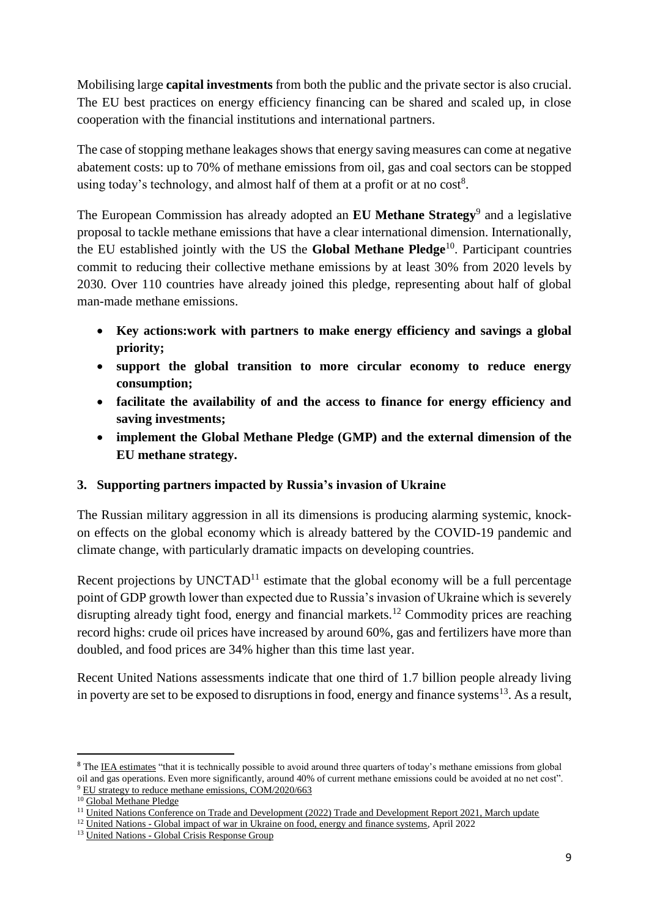Mobilising large **capital investments** from both the public and the private sector is also crucial. The EU best practices on energy efficiency financing can be shared and scaled up, in close cooperation with the financial institutions and international partners.

The case of stopping methane leakages shows that energy saving measures can come at negative abatement costs: up to 70% of methane emissions from oil, gas and coal sectors can be stopped using today's technology, and almost half of them at a profit or at no cost[8].

The European Commission has already adopted an **EU Methane Strategy**[9] and a legislative proposal to tackle methane emissions that have a clear international dimension. Internationally, the EU established jointly with the US the **Global Methane Pledge**[10]. Participant countries commit to reducing their collective methane emissions by at least 30% from 2020 levels by 2030. Over 110 countries have already joined this pledge, representing about half of global man-made methane emissions.

- **Key actions:work with partners to make energy efficiency and savings a global priority;**
- **support the global transition to more circular economy to reduce energy consumption;**
- **facilitate the availability of and the access to finance for energy efficiency and saving investments;**
- **implement the Global Methane Pledge (GMP) and the external dimension of the EU methane strategy.**

## 3. Supporting partners impacted by Russia's invasion of Ukraine

The Russian military aggression in all its dimensions is producing alarming systemic, knock-on effects on the global economy which is already battered by the COVID-19 pandemic and climate change, with particularly dramatic impacts on developing countries.

Recent projections by UNCTAD[11] estimate that the global economy will be a full percentage point of GDP growth lower than expected due to Russia's invasion of Ukraine which is severely disrupting already tight food, energy and financial markets.[12] Commodity prices are reaching record highs: crude oil prices have increased by around 60%, gas and fertilizers have more than doubled, and food prices are 34% higher than this time last year.

Recent United Nations assessments indicate that one third of 1.7 billion people already living in poverty are set to be exposed to disruptions in food, energy and finance systems[13]. As a result,

---

[8] The IEA estimates "that it is technically possible to avoid around three quarters of today's methane emissions from global oil and gas operations. Even more significantly, around 40% of current methane emissions could be avoided at no net cost".

[9] EU strategy to reduce methane emissions, COM/2020/663

[10] Global Methane Pledge

[11] United Nations Conference on Trade and Development (2022) Trade and Development Report 2021, March update

[12] United Nations - Global impact of war in Ukraine on food, energy and finance systems, April 2022

[13] United Nations - Global Crisis Response Group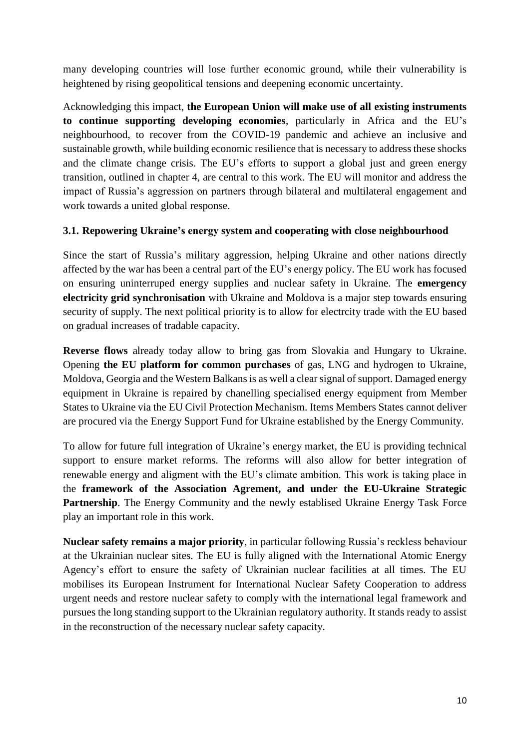many developing countries will lose further economic ground, while their vulnerability is heightened by rising geopolitical tensions and deepening economic uncertainty.

Acknowledging this impact, **the European Union will make use of all existing instruments to continue supporting developing economies**, particularly in Africa and the EU's neighbourhood, to recover from the COVID-19 pandemic and achieve an inclusive and sustainable growth, while building economic resilience that is necessary to address these shocks and the climate change crisis. The EU's efforts to support a global just and green energy transition, outlined in chapter 4, are central to this work. The EU will monitor and address the impact of Russia's aggression on partners through bilateral and multilateral engagement and work towards a united global response.

### 3.1. Repowering Ukraine's energy system and cooperating with close neighbourhood

Since the start of Russia's military aggression, helping Ukraine and other nations directly affected by the war has been a central part of the EU's energy policy. The EU work has focused on ensuring uninterruped energy supplies and nuclear safety in Ukraine. The **emergency electricity grid synchronisation** with Ukraine and Moldova is a major step towards ensuring security of supply. The next political priority is to allow for electrcity trade with the EU based on gradual increases of tradable capacity.

**Reverse flows** already today allow to bring gas from Slovakia and Hungary to Ukraine. Opening **the EU platform for common purchases** of gas, LNG and hydrogen to Ukraine, Moldova, Georgia and the Western Balkans is as well a clear signal of support. Damaged energy equipment in Ukraine is repaired by chanelling specialised energy equipment from Member States to Ukraine via the EU Civil Protection Mechanism. Items Members States cannot deliver are procured via the Energy Support Fund for Ukraine established by the Energy Community.

To allow for future full integration of Ukraine's energy market, the EU is providing technical support to ensure market reforms. The reforms will also allow for better integration of renewable energy and aligment with the EU's climate ambition. This work is taking place in the **framework of the Association Agrement, and under the EU-Ukraine Strategic Partnership**. The Energy Community and the newly establised Ukraine Energy Task Force play an important role in this work.

**Nuclear safety remains a major priority**, in particular following Russia's reckless behaviour at the Ukrainian nuclear sites. The EU is fully aligned with the International Atomic Energy Agency's effort to ensure the safety of Ukrainian nuclear facilities at all times. The EU mobilises its European Instrument for International Nuclear Safety Cooperation to address urgent needs and restore nuclear safety to comply with the international legal framework and pursues the long standing support to the Ukrainian regulatory authority. It stands ready to assist in the reconstruction of the necessary nuclear safety capacity.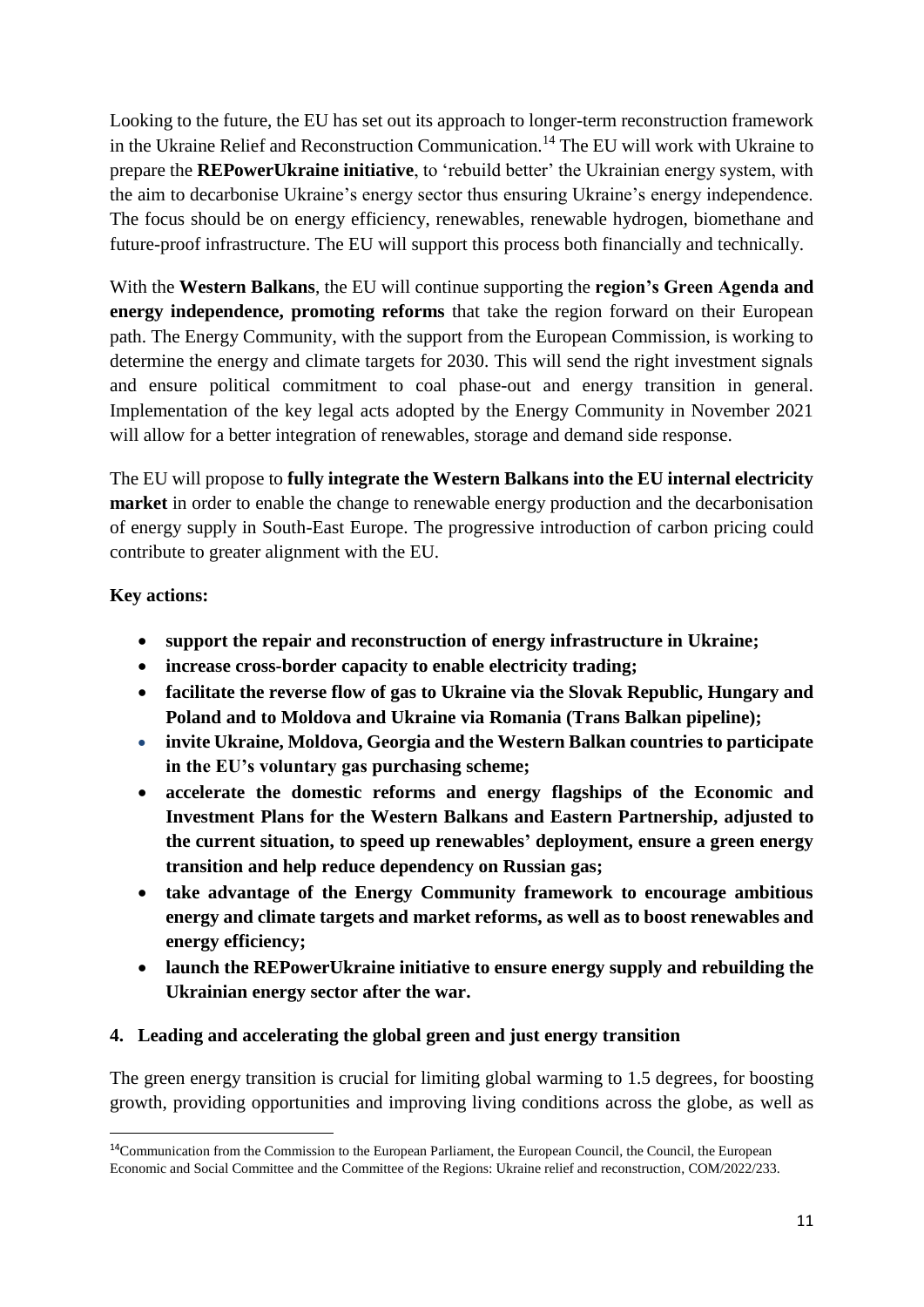Looking to the future, the EU has set out its approach to longer-term reconstruction framework in the Ukraine Relief and Reconstruction Communication.[14] The EU will work with Ukraine to prepare the **REPowerUkraine initiative**, to 'rebuild better' the Ukrainian energy system, with the aim to decarbonise Ukraine's energy sector thus ensuring Ukraine's energy independence. The focus should be on energy efficiency, renewables, renewable hydrogen, biomethane and future-proof infrastructure. The EU will support this process both financially and technically.

With the **Western Balkans**, the EU will continue supporting the **region's Green Agenda and energy independence, promoting reforms** that take the region forward on their European path. The Energy Community, with the support from the European Commission, is working to determine the energy and climate targets for 2030. This will send the right investment signals and ensure political commitment to coal phase-out and energy transition in general. Implementation of the key legal acts adopted by the Energy Community in November 2021 will allow for a better integration of renewables, storage and demand side response.

The EU will propose to **fully integrate the Western Balkans into the EU internal electricity market** in order to enable the change to renewable energy production and the decarbonisation of energy supply in South-East Europe. The progressive introduction of carbon pricing could contribute to greater alignment with the EU.

**Key actions:**

- **support the repair and reconstruction of energy infrastructure in Ukraine;**
- **increase cross-border capacity to enable electricity trading;**
- **facilitate the reverse flow of gas to Ukraine via the Slovak Republic, Hungary and Poland and to Moldova and Ukraine via Romania (Trans Balkan pipeline);**
- **invite Ukraine, Moldova, Georgia and the Western Balkan countries to participate in the EU's voluntary gas purchasing scheme;**
- **accelerate the domestic reforms and energy flagships of the Economic and Investment Plans for the Western Balkans and Eastern Partnership, adjusted to the current situation, to speed up renewables' deployment, ensure a green energy transition and help reduce dependency on Russian gas;**
- **take advantage of the Energy Community framework to encourage ambitious energy and climate targets and market reforms, as well as to boost renewables and energy efficiency;**
- **launch the REPowerUkraine initiative to ensure energy supply and rebuilding the Ukrainian energy sector after the war.**

## 4. Leading and accelerating the global green and just energy transition

The green energy transition is crucial for limiting global warming to 1.5 degrees, for boosting growth, providing opportunities and improving living conditions across the globe, as well as

[14] Communication from the Commission to the European Parliament, the European Council, the Council, the European Economic and Social Committee and the Committee of the Regions: Ukraine relief and reconstruction, COM/2022/233.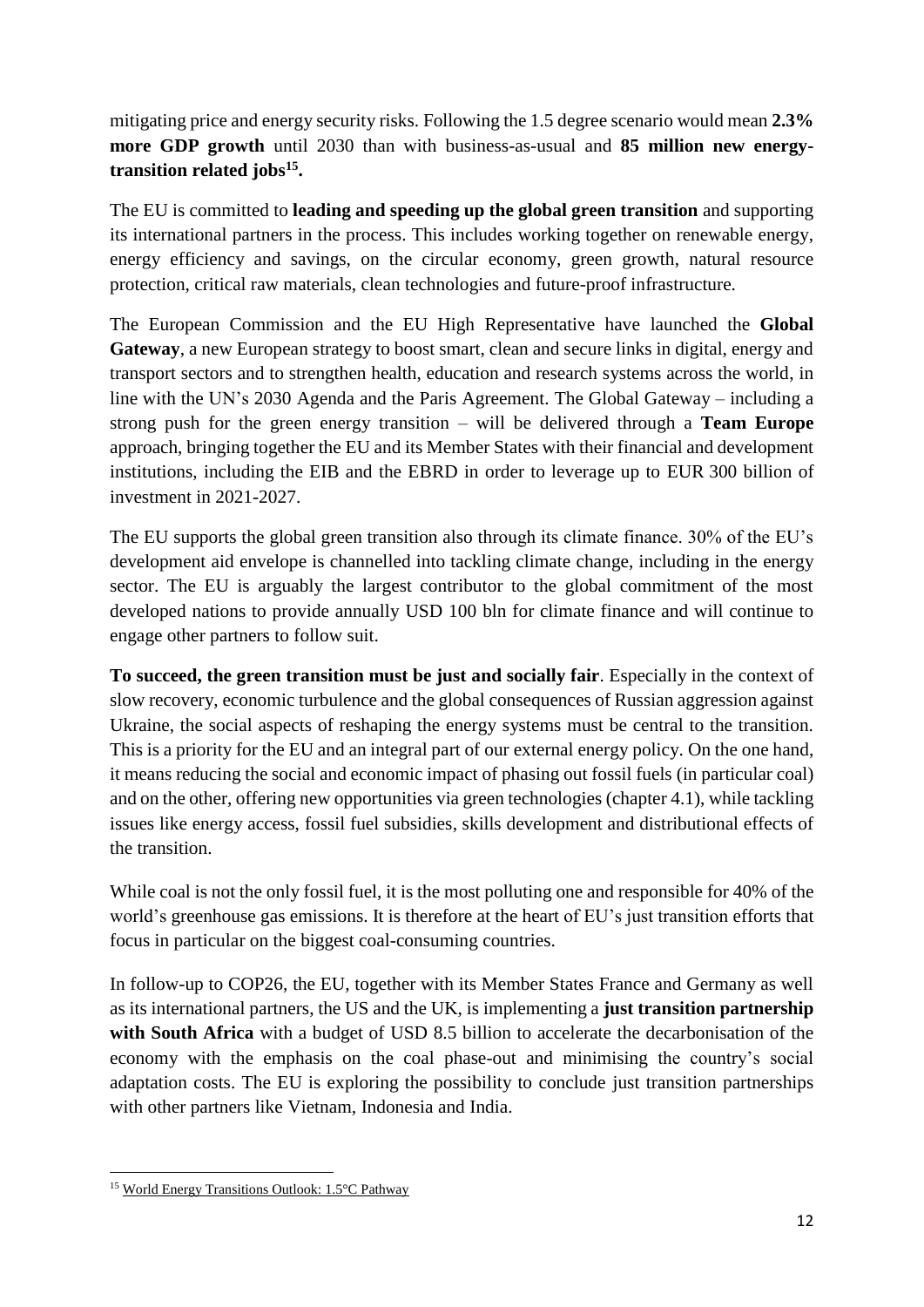mitigating price and energy security risks. Following the 1.5 degree scenario would mean **2.3% more GDP growth** until 2030 than with business-as-usual and **85 million new energy-transition related jobs[15].**

The EU is committed to **leading and speeding up the global green transition** and supporting its international partners in the process. This includes working together on renewable energy, energy efficiency and savings, on the circular economy, green growth, natural resource protection, critical raw materials, clean technologies and future-proof infrastructure.

The European Commission and the EU High Representative have launched the **Global Gateway**, a new European strategy to boost smart, clean and secure links in digital, energy and transport sectors and to strengthen health, education and research systems across the world, in line with the UN's 2030 Agenda and the Paris Agreement. The Global Gateway – including a strong push for the green energy transition – will be delivered through a **Team Europe** approach, bringing together the EU and its Member States with their financial and development institutions, including the EIB and the EBRD in order to leverage up to EUR 300 billion of investment in 2021-2027.

The EU supports the global green transition also through its climate finance. 30% of the EU's development aid envelope is channelled into tackling climate change, including in the energy sector. The EU is arguably the largest contributor to the global commitment of the most developed nations to provide annually USD 100 bln for climate finance and will continue to engage other partners to follow suit.

**To succeed, the green transition must be just and socially fair**. Especially in the context of slow recovery, economic turbulence and the global consequences of Russian aggression against Ukraine, the social aspects of reshaping the energy systems must be central to the transition. This is a priority for the EU and an integral part of our external energy policy. On the one hand, it means reducing the social and economic impact of phasing out fossil fuels (in particular coal) and on the other, offering new opportunities via green technologies (chapter 4.1), while tackling issues like energy access, fossil fuel subsidies, skills development and distributional effects of the transition.

While coal is not the only fossil fuel, it is the most polluting one and responsible for 40% of the world's greenhouse gas emissions. It is therefore at the heart of EU's just transition efforts that focus in particular on the biggest coal-consuming countries.

In follow-up to COP26, the EU, together with its Member States France and Germany as well as its international partners, the US and the UK, is implementing a **just transition partnership with South Africa** with a budget of USD 8.5 billion to accelerate the decarbonisation of the economy with the emphasis on the coal phase-out and minimising the country's social adaptation costs. The EU is exploring the possibility to conclude just transition partnerships with other partners like Vietnam, Indonesia and India.

[15] World Energy Transitions Outlook: 1.5°C Pathway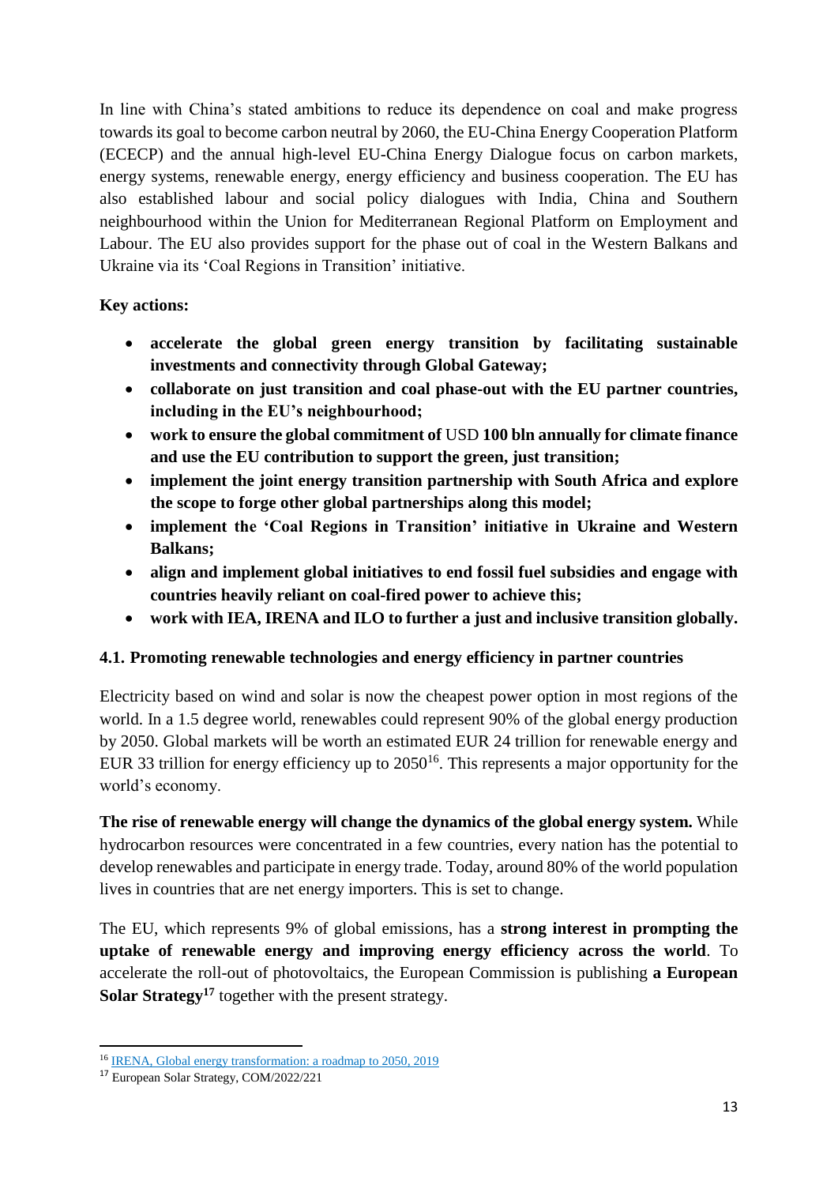In line with China's stated ambitions to reduce its dependence on coal and make progress towards its goal to become carbon neutral by 2060, the EU-China Energy Cooperation Platform (ECECP) and the annual high-level EU-China Energy Dialogue focus on carbon markets, energy systems, renewable energy, energy efficiency and business cooperation. The EU has also established labour and social policy dialogues with India, China and Southern neighbourhood within the Union for Mediterranean Regional Platform on Employment and Labour. The EU also provides support for the phase out of coal in the Western Balkans and Ukraine via its 'Coal Regions in Transition' initiative.

**Key actions:**

- **accelerate the global green energy transition by facilitating sustainable investments and connectivity through Global Gateway;**
- **collaborate on just transition and coal phase-out with the EU partner countries, including in the EU's neighbourhood;**
- **work to ensure the global commitment of** USD **100 bln annually for climate finance and use the EU contribution to support the green, just transition;**
- **implement the joint energy transition partnership with South Africa and explore the scope to forge other global partnerships along this model;**
- **implement the 'Coal Regions in Transition' initiative in Ukraine and Western Balkans;**
- **align and implement global initiatives to end fossil fuel subsidies and engage with countries heavily reliant on coal-fired power to achieve this;**
- **work with IEA, IRENA and ILO to further a just and inclusive transition globally.**

### 4.1. Promoting renewable technologies and energy efficiency in partner countries

Electricity based on wind and solar is now the cheapest power option in most regions of the world. In a 1.5 degree world, renewables could represent 90% of the global energy production by 2050. Global markets will be worth an estimated EUR 24 trillion for renewable energy and EUR 33 trillion for energy efficiency up to 2050[16]. This represents a major opportunity for the world's economy.

**The rise of renewable energy will change the dynamics of the global energy system.** While hydrocarbon resources were concentrated in a few countries, every nation has the potential to develop renewables and participate in energy trade. Today, around 80% of the world population lives in countries that are net energy importers. This is set to change.

The EU, which represents 9% of global emissions, has a **strong interest in prompting the uptake of renewable energy and improving energy efficiency across the world**. To accelerate the roll-out of photovoltaics, the European Commission is publishing **a European Solar Strategy[17]** together with the present strategy.

---

[16] IRENA, Global energy transformation: a roadmap to 2050, 2019

[17] European Solar Strategy, COM/2022/221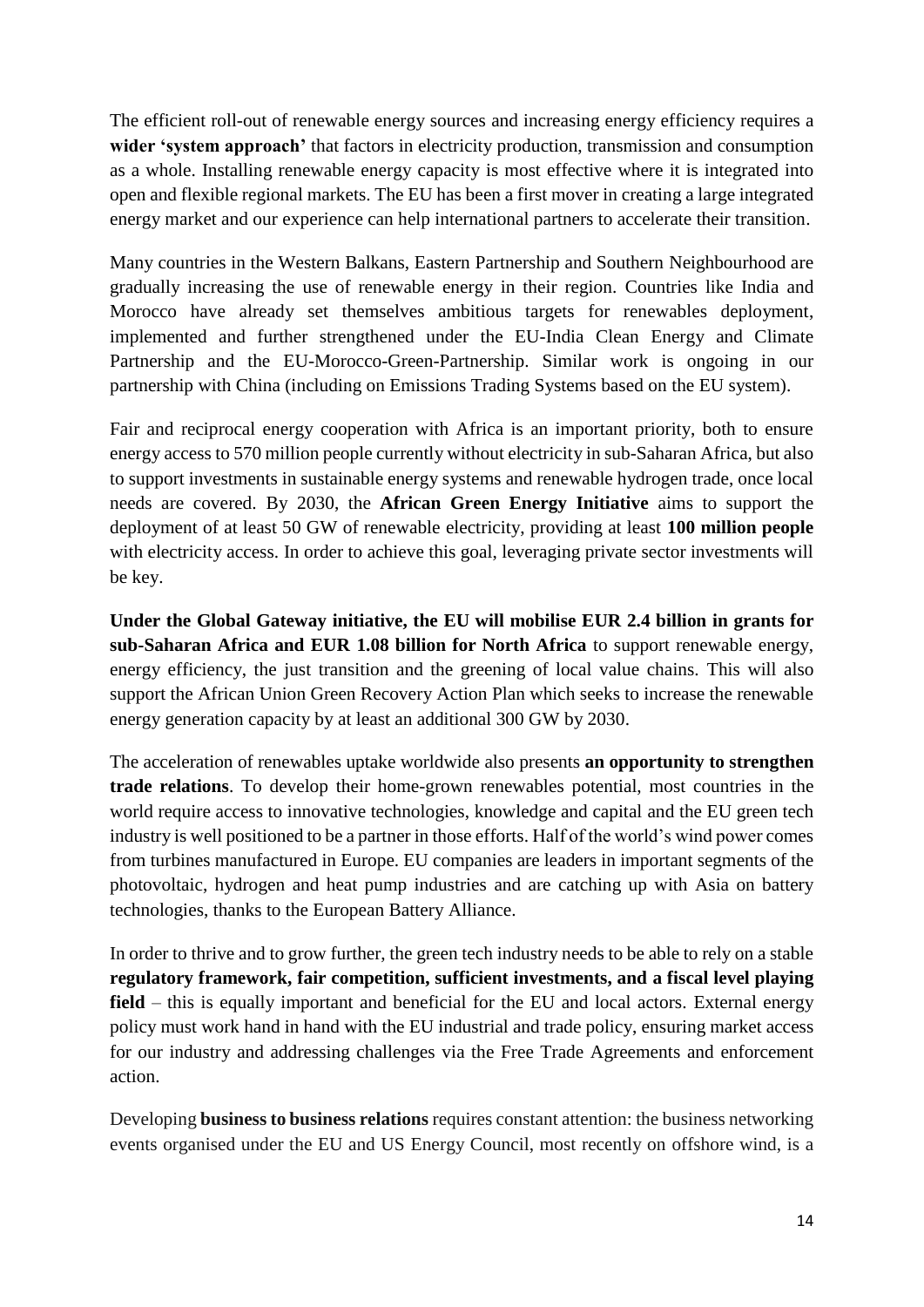The efficient roll-out of renewable energy sources and increasing energy efficiency requires a **wider 'system approach'** that factors in electricity production, transmission and consumption as a whole. Installing renewable energy capacity is most effective where it is integrated into open and flexible regional markets. The EU has been a first mover in creating a large integrated energy market and our experience can help international partners to accelerate their transition.

Many countries in the Western Balkans, Eastern Partnership and Southern Neighbourhood are gradually increasing the use of renewable energy in their region. Countries like India and Morocco have already set themselves ambitious targets for renewables deployment, implemented and further strengthened under the EU-India Clean Energy and Climate Partnership and the EU-Morocco-Green-Partnership. Similar work is ongoing in our partnership with China (including on Emissions Trading Systems based on the EU system).

Fair and reciprocal energy cooperation with Africa is an important priority, both to ensure energy access to 570 million people currently without electricity in sub-Saharan Africa, but also to support investments in sustainable energy systems and renewable hydrogen trade, once local needs are covered. By 2030, the **African Green Energy Initiative** aims to support the deployment of at least 50 GW of renewable electricity, providing at least **100 million people** with electricity access. In order to achieve this goal, leveraging private sector investments will be key.

**Under the Global Gateway initiative, the EU will mobilise EUR 2.4 billion in grants for sub-Saharan Africa and EUR 1.08 billion for North Africa** to support renewable energy, energy efficiency, the just transition and the greening of local value chains. This will also support the African Union Green Recovery Action Plan which seeks to increase the renewable energy generation capacity by at least an additional 300 GW by 2030.

The acceleration of renewables uptake worldwide also presents **an opportunity to strengthen trade relations**. To develop their home-grown renewables potential, most countries in the world require access to innovative technologies, knowledge and capital and the EU green tech industry is well positioned to be a partner in those efforts. Half of the world's wind power comes from turbines manufactured in Europe. EU companies are leaders in important segments of the photovoltaic, hydrogen and heat pump industries and are catching up with Asia on battery technologies, thanks to the European Battery Alliance.

In order to thrive and to grow further, the green tech industry needs to be able to rely on a stable **regulatory framework, fair competition, sufficient investments, and a fiscal level playing field** – this is equally important and beneficial for the EU and local actors. External energy policy must work hand in hand with the EU industrial and trade policy, ensuring market access for our industry and addressing challenges via the Free Trade Agreements and enforcement action.

Developing **business to business relations** requires constant attention: the business networking events organised under the EU and US Energy Council, most recently on offshore wind, is a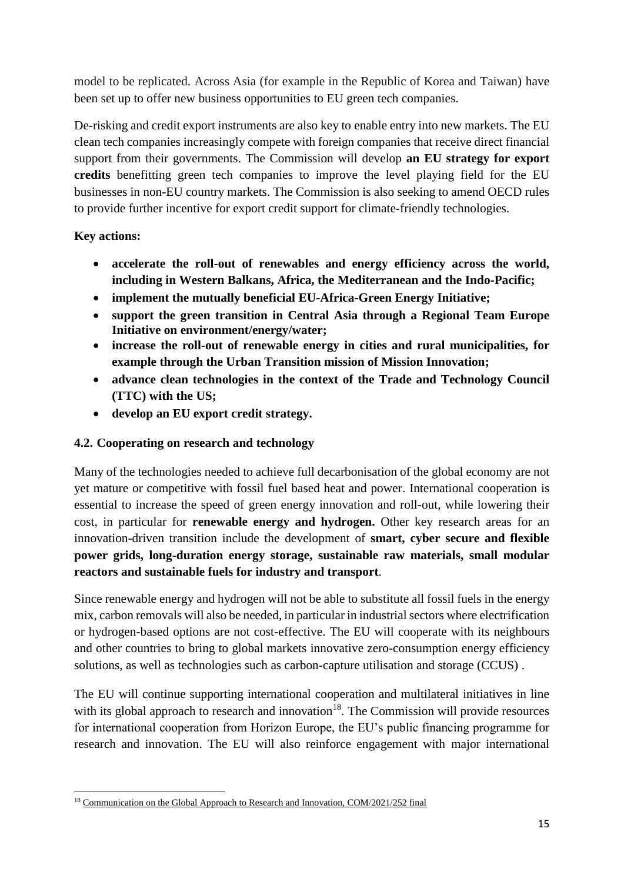model to be replicated. Across Asia (for example in the Republic of Korea and Taiwan) have been set up to offer new business opportunities to EU green tech companies.

De-risking and credit export instruments are also key to enable entry into new markets. The EU clean tech companies increasingly compete with foreign companies that receive direct financial support from their governments. The Commission will develop **an EU strategy for export credits** benefitting green tech companies to improve the level playing field for the EU businesses in non-EU country markets. The Commission is also seeking to amend OECD rules to provide further incentive for export credit support for climate-friendly technologies.

**Key actions:**

- **accelerate the roll-out of renewables and energy efficiency across the world, including in Western Balkans, Africa, the Mediterranean and the Indo-Pacific;**
- **implement the mutually beneficial EU-Africa-Green Energy Initiative;**
- **support the green transition in Central Asia through a Regional Team Europe Initiative on environment/energy/water;**
- **increase the roll-out of renewable energy in cities and rural municipalities, for example through the Urban Transition mission of Mission Innovation;**
- **advance clean technologies in the context of the Trade and Technology Council (TTC) with the US;**
- **develop an EU export credit strategy.**

### 4.2. Cooperating on research and technology

Many of the technologies needed to achieve full decarbonisation of the global economy are not yet mature or competitive with fossil fuel based heat and power. International cooperation is essential to increase the speed of green energy innovation and roll-out, while lowering their cost, in particular for **renewable energy and hydrogen.** Other key research areas for an innovation-driven transition include the development of **smart, cyber secure and flexible power grids, long-duration energy storage, sustainable raw materials, small modular reactors and sustainable fuels for industry and transport**.

Since renewable energy and hydrogen will not be able to substitute all fossil fuels in the energy mix, carbon removals will also be needed, in particular in industrial sectors where electrification or hydrogen-based options are not cost-effective. The EU will cooperate with its neighbours and other countries to bring to global markets innovative zero-consumption energy efficiency solutions, as well as technologies such as carbon-capture utilisation and storage (CCUS) .

The EU will continue supporting international cooperation and multilateral initiatives in line with its global approach to research and innovation[18]. The Commission will provide resources for international cooperation from Horizon Europe, the EU's public financing programme for research and innovation. The EU will also reinforce engagement with major international

[18] Communication on the Global Approach to Research and Innovation, COM/2021/252 final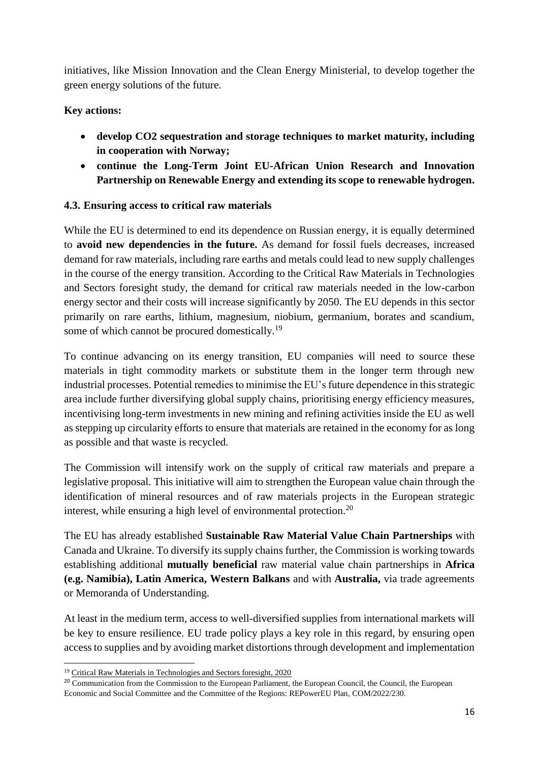initiatives, like Mission Innovation and the Clean Energy Ministerial, to develop together the green energy solutions of the future.

**Key actions:**

- **develop CO2 sequestration and storage techniques to market maturity, including in cooperation with Norway;**
- **continue the Long-Term Joint EU-African Union Research and Innovation Partnership on Renewable Energy and extending its scope to renewable hydrogen.**

### 4.3. Ensuring access to critical raw materials

While the EU is determined to end its dependence on Russian energy, it is equally determined to **avoid new dependencies in the future.** As demand for fossil fuels decreases, increased demand for raw materials, including rare earths and metals could lead to new supply challenges in the course of the energy transition. According to the Critical Raw Materials in Technologies and Sectors foresight study, the demand for critical raw materials needed in the low-carbon energy sector and their costs will increase significantly by 2050. The EU depends in this sector primarily on rare earths, lithium, magnesium, niobium, germanium, borates and scandium, some of which cannot be procured domestically.[19]

To continue advancing on its energy transition, EU companies will need to source these materials in tight commodity markets or substitute them in the longer term through new industrial processes. Potential remedies to minimise the EU's future dependence in this strategic area include further diversifying global supply chains, prioritising energy efficiency measures, incentivising long-term investments in new mining and refining activities inside the EU as well as stepping up circularity efforts to ensure that materials are retained in the economy for as long as possible and that waste is recycled.

The Commission will intensify work on the supply of critical raw materials and prepare a legislative proposal. This initiative will aim to strengthen the European value chain through the identification of mineral resources and of raw materials projects in the European strategic interest, while ensuring a high level of environmental protection.[20]

The EU has already established **Sustainable Raw Material Value Chain Partnerships** with Canada and Ukraine. To diversify its supply chains further, the Commission is working towards establishing additional **mutually beneficial** raw material value chain partnerships in **Africa (e.g. Namibia), Latin America, Western Balkans** and with **Australia,** via trade agreements or Memoranda of Understanding.

At least in the medium term, access to well-diversified supplies from international markets will be key to ensure resilience. EU trade policy plays a key role in this regard, by ensuring open access to supplies and by avoiding market distortions through development and implementation

---

[19] Critical Raw Materials in Technologies and Sectors foresight, 2020

[20] Communication from the Commission to the European Parliament, the European Council, the Council, the European Economic and Social Committee and the Committee of the Regions: REPowerEU Plan, COM/2022/230.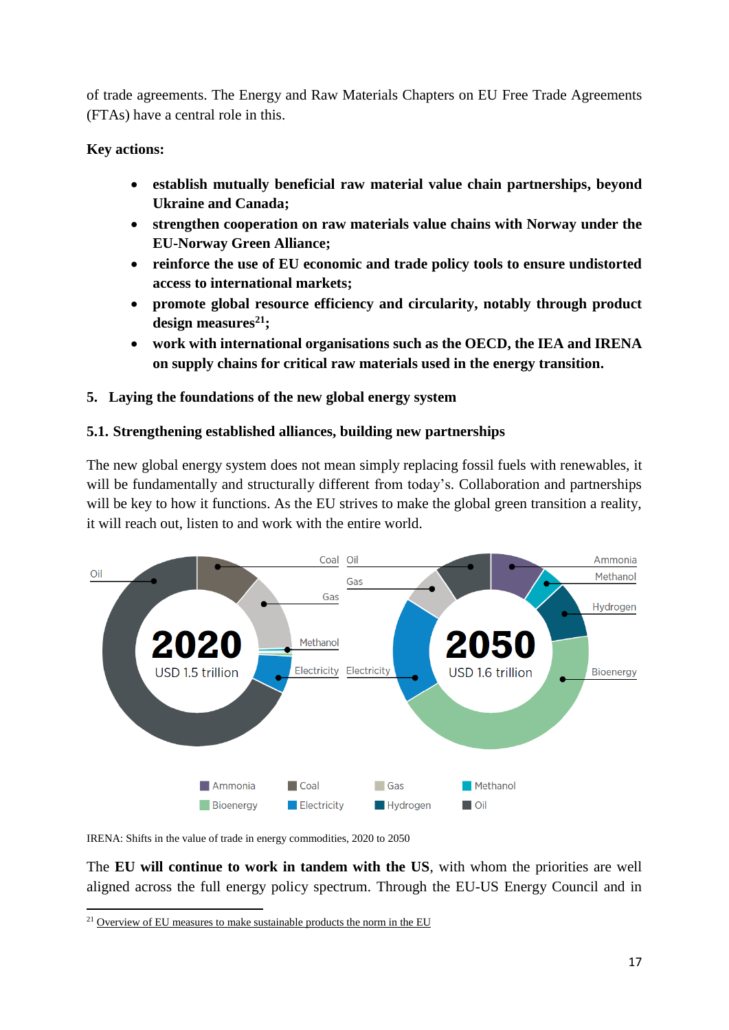of trade agreements. The Energy and Raw Materials Chapters on EU Free Trade Agreements (FTAs) have a central role in this.

**Key actions:**

- **establish mutually beneficial raw material value chain partnerships, beyond Ukraine and Canada;**
- **strengthen cooperation on raw materials value chains with Norway under the EU-Norway Green Alliance;**
- **reinforce the use of EU economic and trade policy tools to ensure undistorted access to international markets;**
- **promote global resource efficiency and circularity, notably through product design measures[21];**
- **work with international organisations such as the OECD, the IEA and IRENA on supply chains for critical raw materials used in the energy transition.**

## 5. Laying the foundations of the new global energy system

### 5.1. Strengthening established alliances, building new partnerships

The new global energy system does not mean simply replacing fossil fuels with renewables, it will be fundamentally and structurally different from today's. Collaboration and partnerships will be key to how it functions. As the EU strives to make the global green transition a reality, it will reach out, listen to and work with the entire world.

IRENA: Shifts in the value of trade in energy commodities, 2020 to 2050

The **EU will continue to work in tandem with the US**, with whom the priorities are well aligned across the full energy policy spectrum. Through the EU-US Energy Council and in

[21] Overview of EU measures to make sustainable products the norm in the EU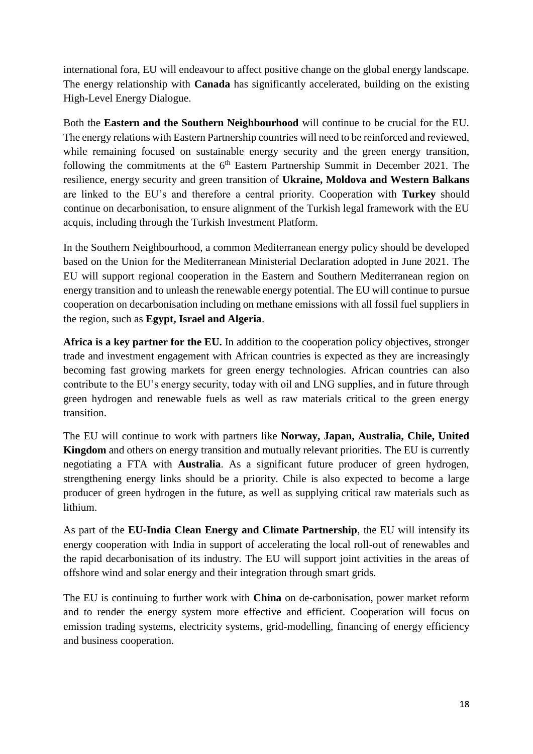international fora, EU will endeavour to affect positive change on the global energy landscape. The energy relationship with **Canada** has significantly accelerated, building on the existing High-Level Energy Dialogue.

Both the **Eastern and the Southern Neighbourhood** will continue to be crucial for the EU. The energy relations with Eastern Partnership countries will need to be reinforced and reviewed, while remaining focused on sustainable energy security and the green energy transition, following the commitments at the 6th Eastern Partnership Summit in December 2021. The resilience, energy security and green transition of **Ukraine, Moldova and Western Balkans** are linked to the EU's and therefore a central priority. Cooperation with **Turkey** should continue on decarbonisation, to ensure alignment of the Turkish legal framework with the EU acquis, including through the Turkish Investment Platform.

In the Southern Neighbourhood, a common Mediterranean energy policy should be developed based on the Union for the Mediterranean Ministerial Declaration adopted in June 2021. The EU will support regional cooperation in the Eastern and Southern Mediterranean region on energy transition and to unleash the renewable energy potential. The EU will continue to pursue cooperation on decarbonisation including on methane emissions with all fossil fuel suppliers in the region, such as **Egypt, Israel and Algeria**.

**Africa is a key partner for the EU.** In addition to the cooperation policy objectives, stronger trade and investment engagement with African countries is expected as they are increasingly becoming fast growing markets for green energy technologies. African countries can also contribute to the EU's energy security, today with oil and LNG supplies, and in future through green hydrogen and renewable fuels as well as raw materials critical to the green energy transition.

The EU will continue to work with partners like **Norway, Japan, Australia, Chile, United Kingdom** and others on energy transition and mutually relevant priorities. The EU is currently negotiating a FTA with **Australia**. As a significant future producer of green hydrogen, strengthening energy links should be a priority. Chile is also expected to become a large producer of green hydrogen in the future, as well as supplying critical raw materials such as lithium.

As part of the **EU-India Clean Energy and Climate Partnership**, the EU will intensify its energy cooperation with India in support of accelerating the local roll-out of renewables and the rapid decarbonisation of its industry. The EU will support joint activities in the areas of offshore wind and solar energy and their integration through smart grids.

The EU is continuing to further work with **China** on de-carbonisation, power market reform and to render the energy system more effective and efficient. Cooperation will focus on emission trading systems, electricity systems, grid-modelling, financing of energy efficiency and business cooperation.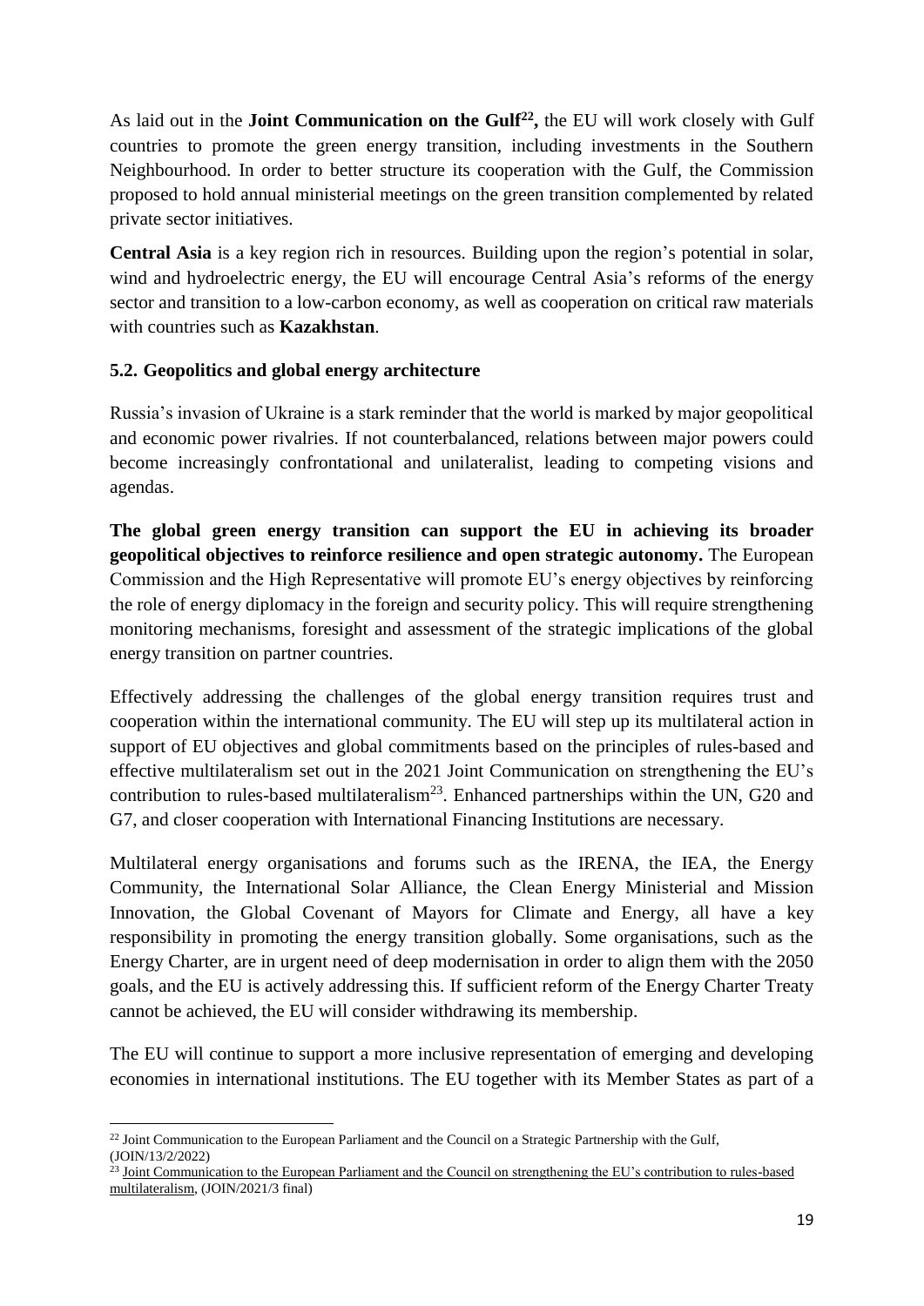As laid out in the **Joint Communication on the Gulf**[22]**,** the EU will work closely with Gulf countries to promote the green energy transition, including investments in the Southern Neighbourhood. In order to better structure its cooperation with the Gulf, the Commission proposed to hold annual ministerial meetings on the green transition complemented by related private sector initiatives.

**Central Asia** is a key region rich in resources. Building upon the region's potential in solar, wind and hydroelectric energy, the EU will encourage Central Asia's reforms of the energy sector and transition to a low-carbon economy, as well as cooperation on critical raw materials with countries such as **Kazakhstan**.

### 5.2. Geopolitics and global energy architecture

Russia's invasion of Ukraine is a stark reminder that the world is marked by major geopolitical and economic power rivalries. If not counterbalanced, relations between major powers could become increasingly confrontational and unilateralist, leading to competing visions and agendas.

**The global green energy transition can support the EU in achieving its broader geopolitical objectives to reinforce resilience and open strategic autonomy.** The European Commission and the High Representative will promote EU's energy objectives by reinforcing the role of energy diplomacy in the foreign and security policy. This will require strengthening monitoring mechanisms, foresight and assessment of the strategic implications of the global energy transition on partner countries.

Effectively addressing the challenges of the global energy transition requires trust and cooperation within the international community. The EU will step up its multilateral action in support of EU objectives and global commitments based on the principles of rules-based and effective multilateralism set out in the 2021 Joint Communication on strengthening the EU's contribution to rules-based multilateralism[23]. Enhanced partnerships within the UN, G20 and G7, and closer cooperation with International Financing Institutions are necessary.

Multilateral energy organisations and forums such as the IRENA, the IEA, the Energy Community, the International Solar Alliance, the Clean Energy Ministerial and Mission Innovation, the Global Covenant of Mayors for Climate and Energy, all have a key responsibility in promoting the energy transition globally. Some organisations, such as the Energy Charter, are in urgent need of deep modernisation in order to align them with the 2050 goals, and the EU is actively addressing this. If sufficient reform of the Energy Charter Treaty cannot be achieved, the EU will consider withdrawing its membership.

The EU will continue to support a more inclusive representation of emerging and developing economies in international institutions. The EU together with its Member States as part of a

---

[22] Joint Communication to the European Parliament and the Council on a Strategic Partnership with the Gulf, (JOIN/13/2/2022)

[23] Joint Communication to the European Parliament and the Council on strengthening the EU's contribution to rules-based multilateralism, (JOIN/2021/3 final)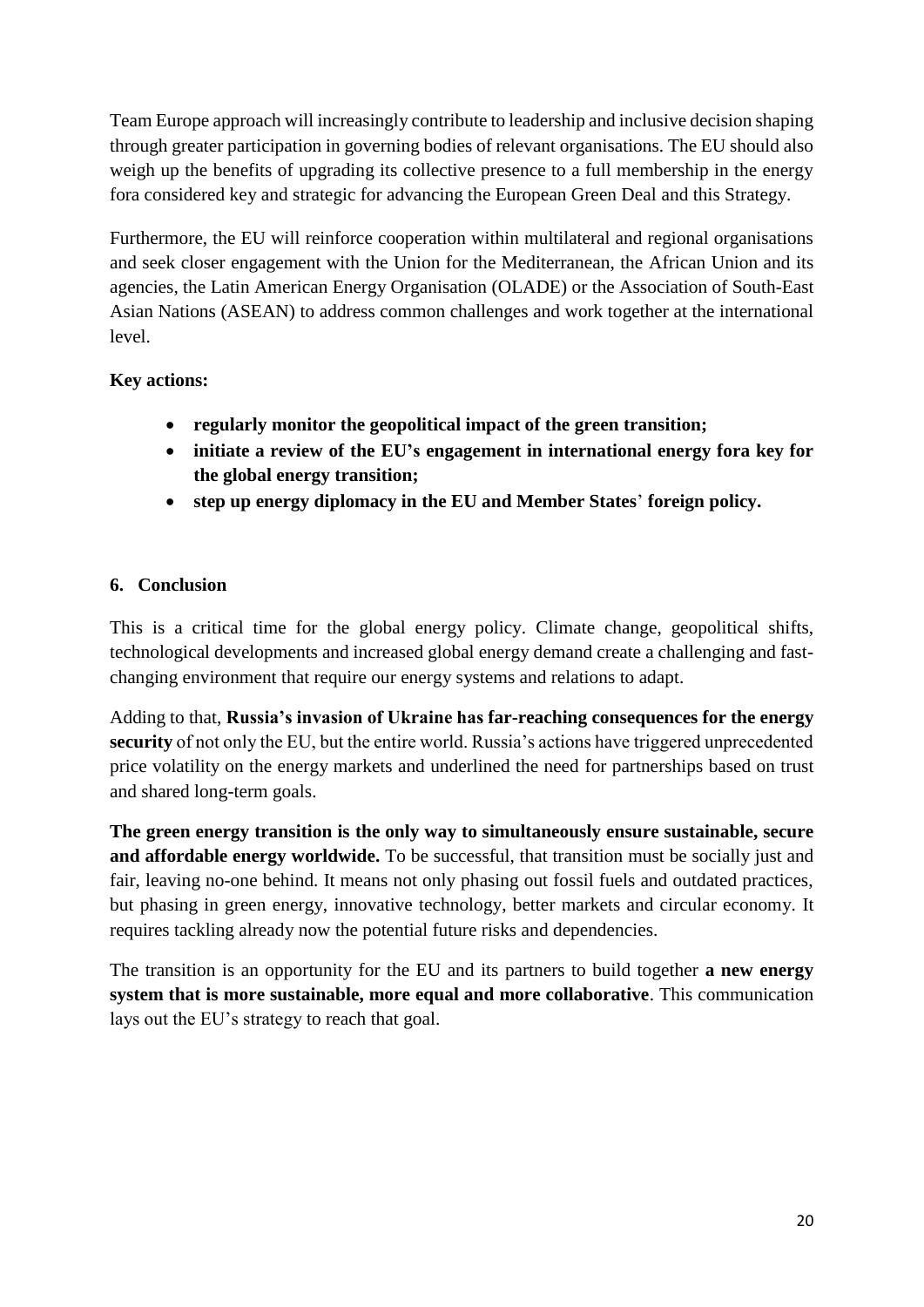Team Europe approach will increasingly contribute to leadership and inclusive decision shaping through greater participation in governing bodies of relevant organisations. The EU should also weigh up the benefits of upgrading its collective presence to a full membership in the energy fora considered key and strategic for advancing the European Green Deal and this Strategy.

Furthermore, the EU will reinforce cooperation within multilateral and regional organisations and seek closer engagement with the Union for the Mediterranean, the African Union and its agencies, the Latin American Energy Organisation (OLADE) or the Association of South-East Asian Nations (ASEAN) to address common challenges and work together at the international level.

**Key actions:**

- **regularly monitor the geopolitical impact of the green transition;**
- **initiate a review of the EU's engagement in international energy fora key for the global energy transition;**
- **step up energy diplomacy in the EU and Member States' foreign policy.**

## 6. Conclusion

This is a critical time for the global energy policy. Climate change, geopolitical shifts, technological developments and increased global energy demand create a challenging and fast-changing environment that require our energy systems and relations to adapt.

Adding to that, **Russia's invasion of Ukraine has far-reaching consequences for the energy security** of not only the EU, but the entire world. Russia's actions have triggered unprecedented price volatility on the energy markets and underlined the need for partnerships based on trust and shared long-term goals.

**The green energy transition is the only way to simultaneously ensure sustainable, secure and affordable energy worldwide.** To be successful, that transition must be socially just and fair, leaving no-one behind. It means not only phasing out fossil fuels and outdated practices, but phasing in green energy, innovative technology, better markets and circular economy. It requires tackling already now the potential future risks and dependencies.

The transition is an opportunity for the EU and its partners to build together **a new energy system that is more sustainable, more equal and more collaborative**. This communication lays out the EU's strategy to reach that goal.